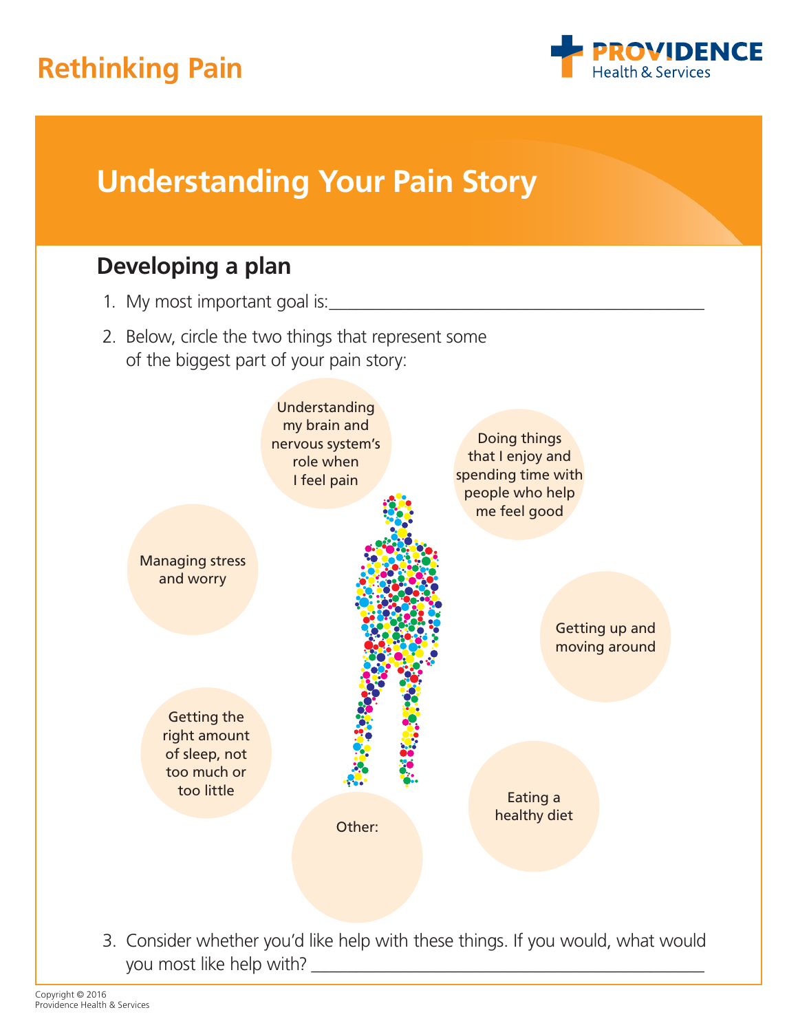# Rethinking Pain

PROVIDENCE Health & Services

## Understanding Your Pain Story

### Developing a plan

1. My most important goal is:\_\_\_\_\_\_\_\_\_\_\_\_\_\_\_\_\_\_\_\_\_\_\_\_\_\_\_\_\_\_\_\_\_\_\_\_\_\_\_\_\_\_

2. Below, circle the two things that represent some of the biggest part of your pain story:

- Understanding my brain and nervous system's role when I feel pain
- Doing things that I enjoy and spending time with people who help me feel good
- Managing stress and worry
- Getting up and moving around
- Getting the right amount of sleep, not too much or too little
- Eating a healthy diet
- Other:

3. Consider whether you'd like help with these things. If you would, what would you most like help with? \_\_\_\_\_\_\_\_\_\_\_\_\_\_\_\_\_\_\_\_\_\_\_\_\_\_\_\_\_\_\_\_\_\_\_\_\_\_\_\_\_\_\_\_

Copyright © 2016
Providence Health & Services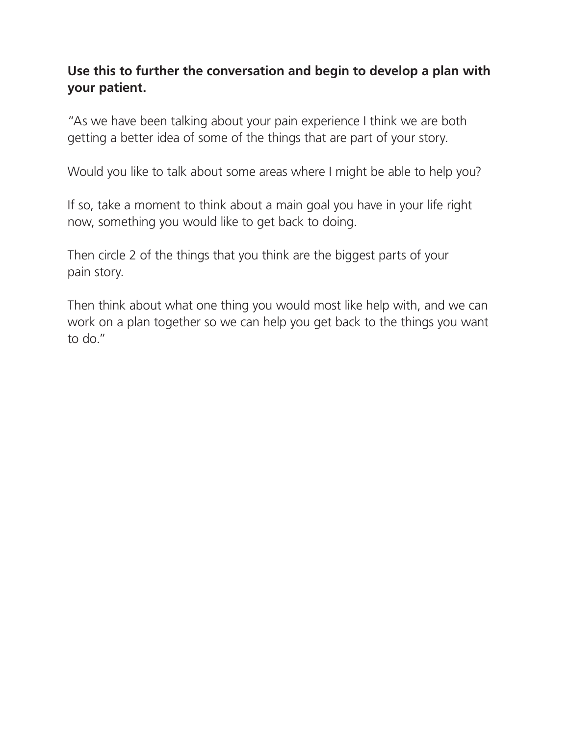**Use this to further the conversation and begin to develop a plan with your patient.**

"As we have been talking about your pain experience I think we are both getting a better idea of some of the things that are part of your story.

Would you like to talk about some areas where I might be able to help you?

If so, take a moment to think about a main goal you have in your life right now, something you would like to get back to doing.

Then circle 2 of the things that you think are the biggest parts of your pain story.

Then think about what one thing you would most like help with, and we can work on a plan together so we can help you get back to the things you want to do."